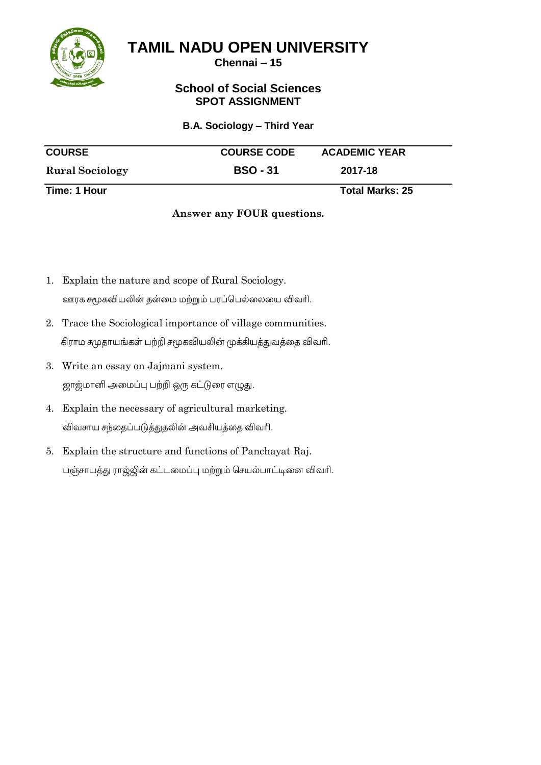# TAMIL NADU OPEN UNIVERSITY

**Chennai – 15**

## School of Social Sciences
### SPOT ASSIGNMENT

**B.A. Sociology – Third Year**

| COURSE | COURSE CODE | ACADEMIC YEAR |
|---|---|---|
| **Rural Sociology** | **BSO - 31** | **2017-18** |
| **Time: 1 Hour** | | **Total Marks: 25** |

**Answer any FOUR questions.**

1. Explain the nature and scope of Rural Sociology.
   ஊரக சமூகவியலின் தன்மை மற்றும் பரப்பெல்லையை விவரி.
2. Trace the Sociological importance of village communities.
   கிராம சமுதாயங்கள் பற்றி சமூகவியலின் முக்கியத்துவத்தை விவரி.
3. Write an essay on Jajmani system.
   ஜாஜ்மானி அமைப்பு பற்றி ஒரு கட்டுரை எழுது.
4. Explain the necessary of agricultural marketing.
   விவசாய சந்தைப்படுத்துதலின் அவசியத்தை விவரி.
5. Explain the structure and functions of Panchayat Raj.
   பஞ்சாயத்து ராஜ்ஜின் கட்டமைப்பு மற்றும் செயல்பாட்டினை விவரி.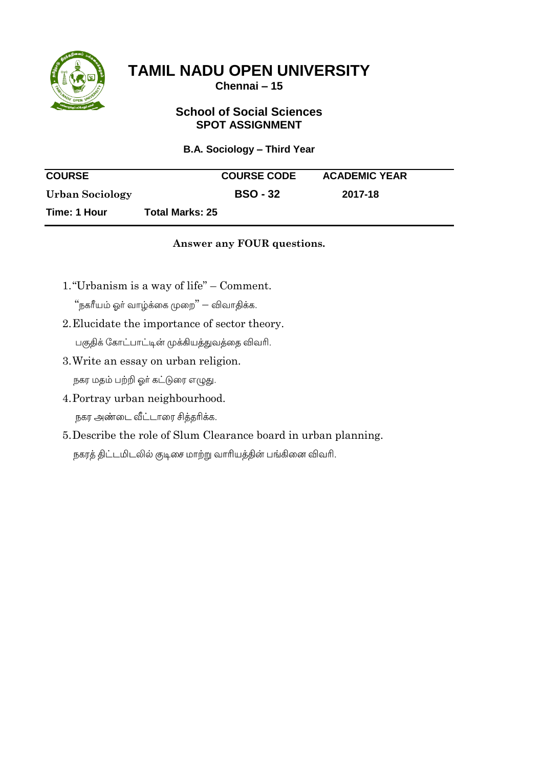# TAMIL NADU OPEN UNIVERSITY

**Chennai – 15**

## School of Social Sciences

### SPOT ASSIGNMENT

**B.A. Sociology – Third Year**

| COURSE | COURSE CODE | ACADEMIC YEAR |
|---|---|---|
| **Urban Sociology** | **BSO - 32** | **2017-18** |
| **Time: 1 Hour** **Total Marks: 25** | | |

**Answer any FOUR questions.**

1. "Urbanism is a way of life" – Comment.

   "நகரீயம் ஓர் வாழ்க்கை முறை" – விவாதிக்க.

2. Elucidate the importance of sector theory.

   பகுதிக் கோட்பாட்டின் முக்கியத்துவத்தை விவரி.

3. Write an essay on urban religion.

   நகர மதம் பற்றி ஓர் கட்டுரை எழுது.

4. Portray urban neighbourhood.

   நகர அண்டை வீட்டாரை சித்தரிக்க.

5. Describe the role of Slum Clearance board in urban planning.

   நகரத் திட்டமிடலில் குடிசை மாற்று வாரியத்தின் பங்கினை விவரி.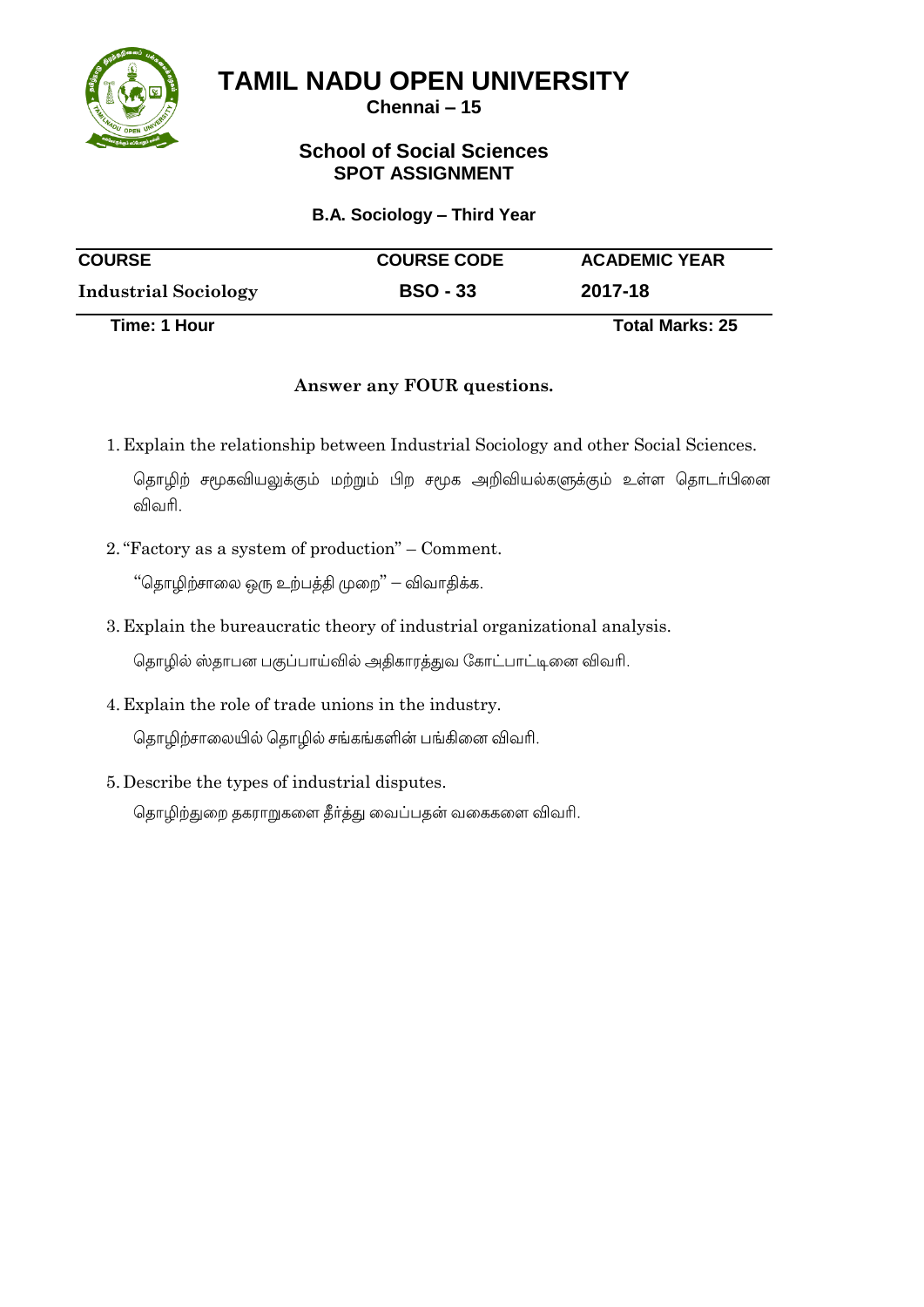# TAMIL NADU OPEN UNIVERSITY

**Chennai – 15**

## School of Social Sciences

**SPOT ASSIGNMENT**

**B.A. Sociology – Third Year**

| COURSE | COURSE CODE | ACADEMIC YEAR |
|---|---|---|
| **Industrial Sociology** | **BSO - 33** | **2017-18** |

**Time: 1 Hour** **Total Marks: 25**

**Answer any FOUR questions.**

1. Explain the relationship between Industrial Sociology and other Social Sciences.

   தொழிற் சமூகவியலுக்கும் மற்றும் பிற சமூக அறிவியல்களுக்கும் உள்ள தொடர்பினை விவரி.

2. "Factory as a system of production" – Comment.

   "தொழிற்சாலை ஒரு உற்பத்தி முறை" – விவாதிக்க.

3. Explain the bureaucratic theory of industrial organizational analysis.

   தொழில் ஸ்தாபன பகுப்பாய்வில் அதிகாரத்துவ கோட்பாட்டினை விவரி.

4. Explain the role of trade unions in the industry.

   தொழிற்சாலையில் தொழில் சங்கங்களின் பங்கினை விவரி.

5. Describe the types of industrial disputes.

   தொழிற்துறை தகராறுகளை தீர்த்து வைப்பதன் வகைகளை விவரி.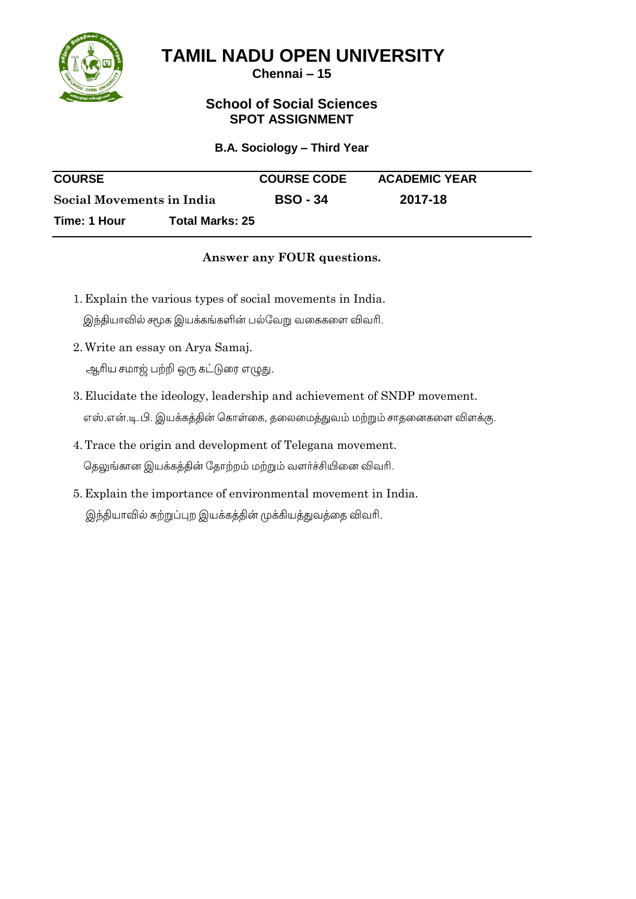# TAMIL NADU OPEN UNIVERSITY

**Chennai – 15**

## School of Social Sciences

### SPOT ASSIGNMENT

**B.A. Sociology – Third Year**

| COURSE | COURSE CODE | ACADEMIC YEAR |
|---|---|---|
| **Social Movements in India** | **BSO - 34** | **2017-18** |
| **Time: 1 Hour** &nbsp;&nbsp; **Total Marks: 25** | | |

**Answer any FOUR questions.**

1. Explain the various types of social movements in India.
   இந்தியாவில் சமூக இயக்கங்களின் பல்வேறு வகைகளை விவரி.

2. Write an essay on Arya Samaj.
   ஆரிய சமாஜ் பற்றி ஒரு கட்டுரை எழுது.

3. Elucidate the ideology, leadership and achievement of SNDP movement.
   எஸ்.என்.டி.பி. இயக்கத்தின் கொள்கை, தலைமைத்துவம் மற்றும் சாதனைகளை விளக்கு.

4. Trace the origin and development of Telegana movement.
   தெலுங்கான இயக்கத்தின் தோற்றம் மற்றும் வளர்ச்சியினை விவரி.

5. Explain the importance of environmental movement in India.
   இந்தியாவில் சுற்றுப்புற இயக்கத்தின் முக்கியத்துவத்தை விவரி.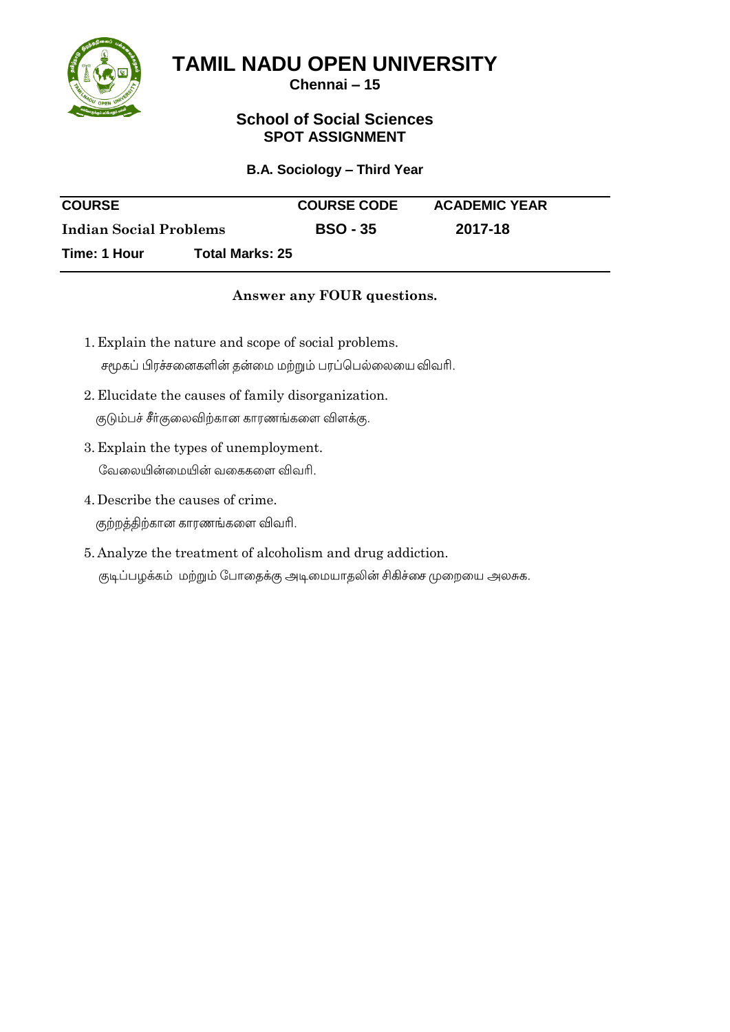# TAMIL NADU OPEN UNIVERSITY

**Chennai – 15**

## School of Social Sciences

### SPOT ASSIGNMENT

**B.A. Sociology – Third Year**

| COURSE | COURSE CODE | ACADEMIC YEAR |
| --- | --- | --- |
| **Indian Social Problems** | **BSO - 35** | **2017-18** |
| **Time: 1 Hour** **Total Marks: 25** | | |

**Answer any FOUR questions.**

1. Explain the nature and scope of social problems.

   சமூகப் பிரச்சனைகளின் தன்மை மற்றும் பரப்பெல்லையை விவரி.

2. Elucidate the causes of family disorganization.

   குடும்பச் சீர்குலைவிற்கான காரணங்களை விளக்கு.

3. Explain the types of unemployment.

   வேலையின்மையின் வகைகளை விவரி.

4. Describe the causes of crime.

   குற்றத்திற்கான காரணங்களை விவரி.

5. Analyze the treatment of alcoholism and drug addiction.

   குடிப்பழக்கம் மற்றும் போதைக்கு அடிமையாதலின் சிகிச்சை முறையை அலசுக.